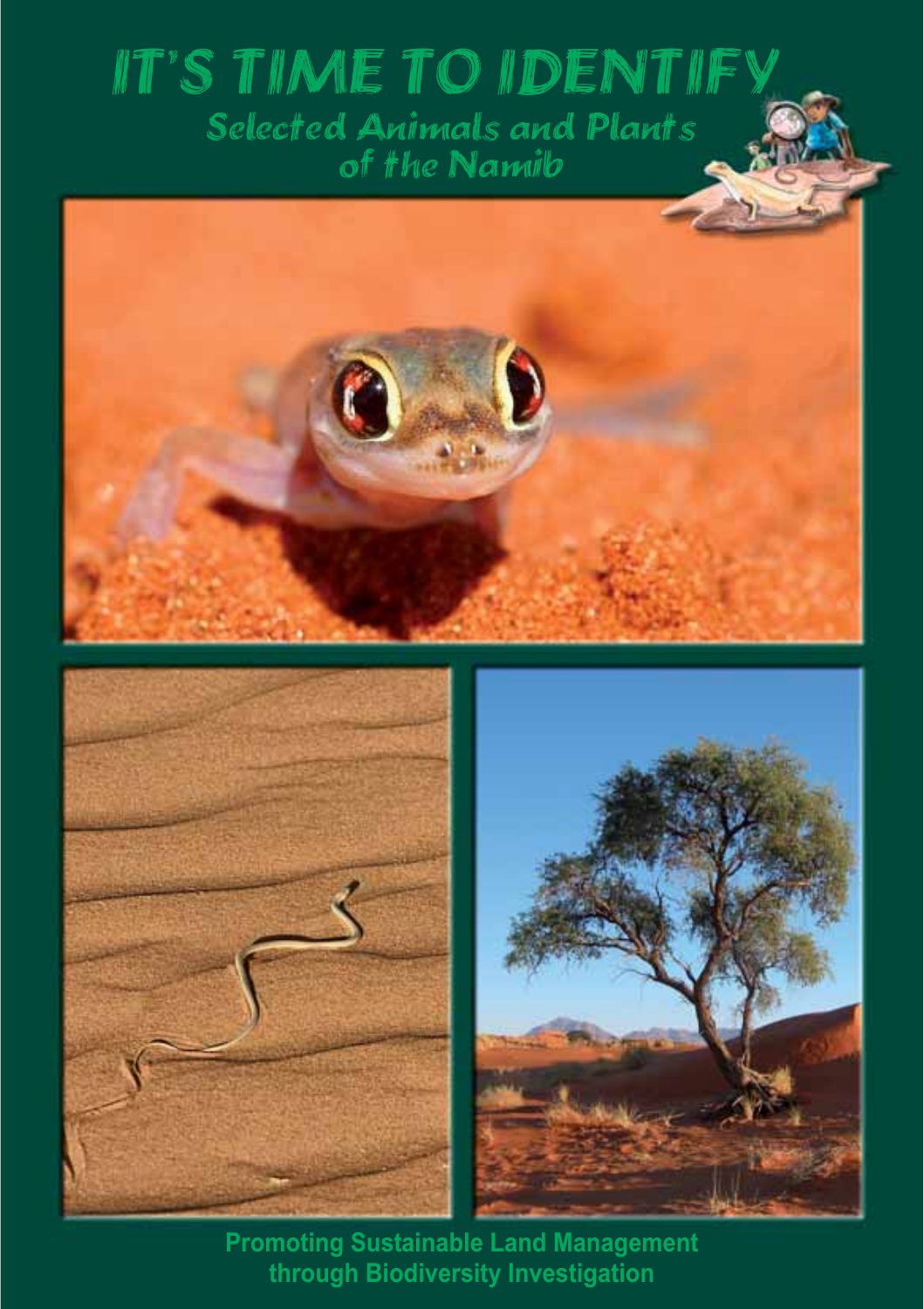# IT'S TIME TO IDENTIFY

## Selected Animals and Plants of the Namib

**Promoting Sustainable Land Management through Biodiversity Investigation**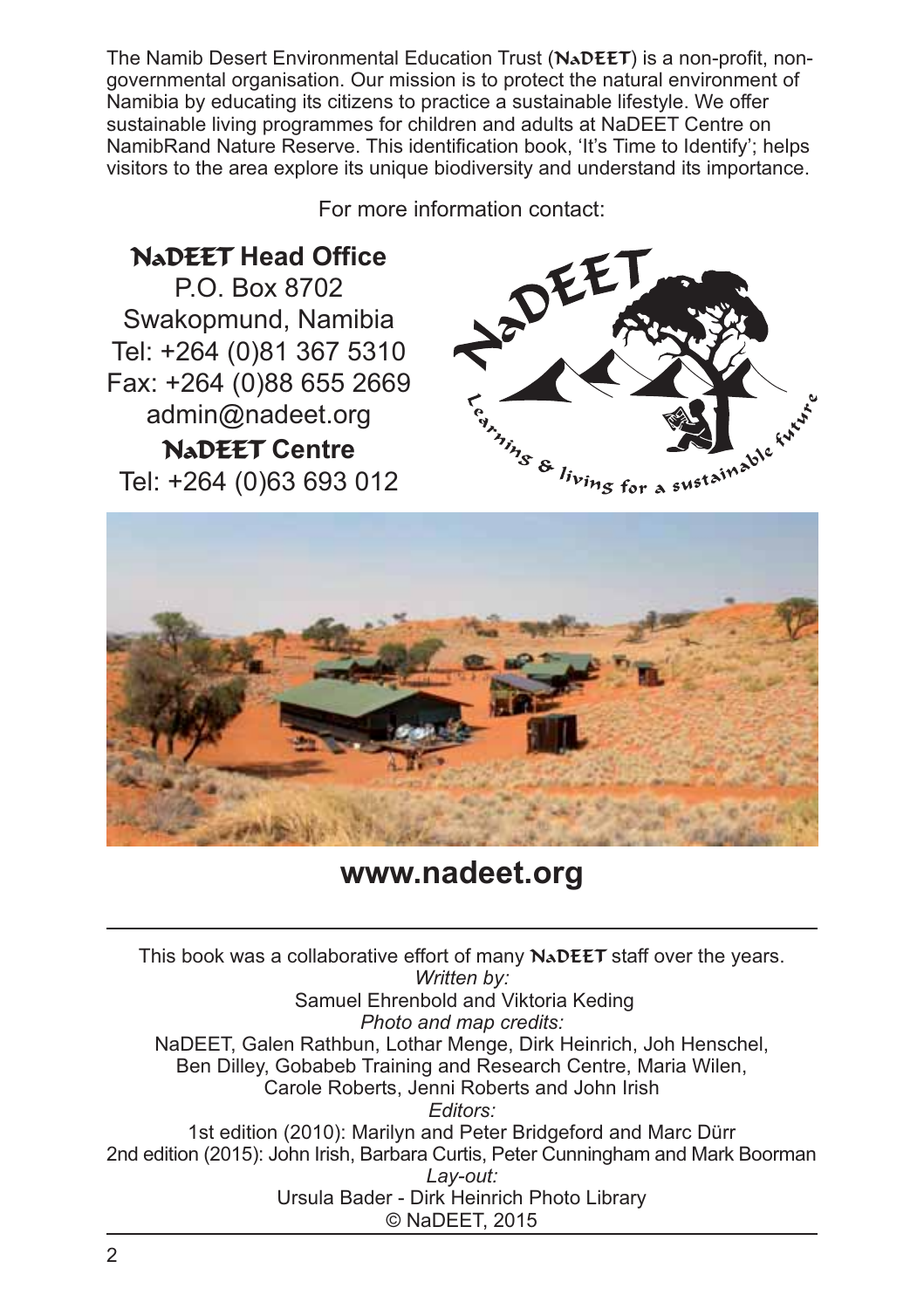The Namib Desert Environmental Education Trust (NaDEET) is a non-profit, non-governmental organisation. Our mission is to protect the natural environment of Namibia by educating its citizens to practice a sustainable lifestyle. We offer sustainable living programmes for children and adults at NaDEET Centre on NamibRand Nature Reserve. This identification book, 'It's Time to Identify'; helps visitors to the area explore its unique biodiversity and understand its importance.

For more information contact:

**NaDEET Head Office**
P.O. Box 8702
Swakopmund, Namibia
Tel: +264 (0)81 367 5310
Fax: +264 (0)88 655 2669
admin@nadeet.org

**NaDEET Centre**
Tel: +264 (0)63 693 012

NaDEET
Learning & living for a sustainable future

**www.nadeet.org**

---

This book was a collaborative effort of many NaDEET staff over the years.

*Written by:*
Samuel Ehrenbold and Viktoria Keding

*Photo and map credits:*
NaDEET, Galen Rathbun, Lothar Menge, Dirk Heinrich, Joh Henschel, Ben Dilley, Gobabeb Training and Research Centre, Maria Wilen, Carole Roberts, Jenni Roberts and John Irish

*Editors:*
1st edition (2010): Marilyn and Peter Bridgeford and Marc Dürr
2nd edition (2015): John Irish, Barbara Curtis, Peter Cunningham and Mark Boorman

*Lay-out:*
Ursula Bader - Dirk Heinrich Photo Library

© NaDEET, 2015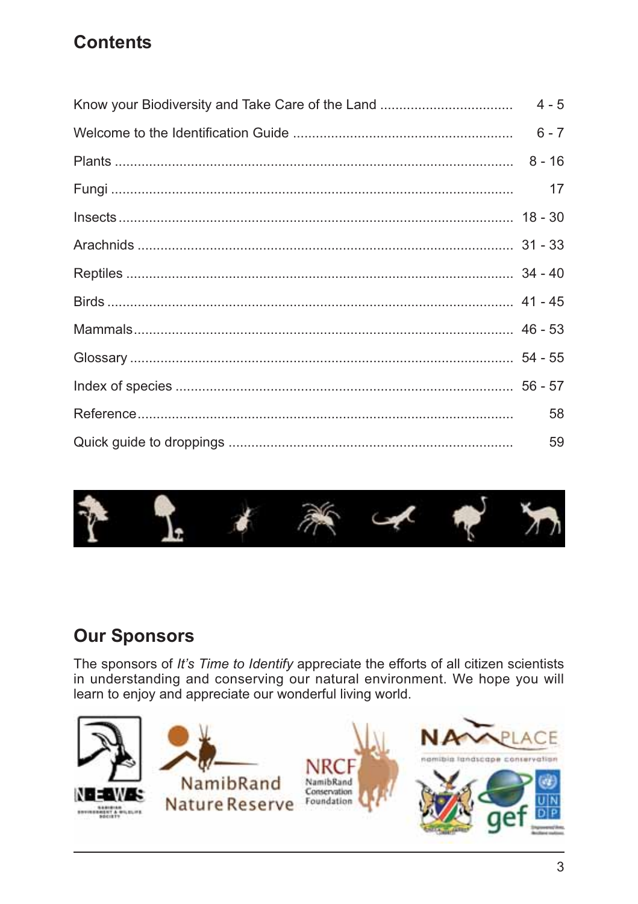## Contents

| | |
|---|---|
| Know your Biodiversity and Take Care of the Land | 4 - 5 |
| Welcome to the Identification Guide | 6 - 7 |
| Plants | 8 - 16 |
| Fungi | 17 |
| Insects | 18 - 30 |
| Arachnids | 31 - 33 |
| Reptiles | 34 - 40 |
| Birds | 41 - 45 |
| Mammals | 46 - 53 |
| Glossary | 54 - 55 |
| Index of species | 56 - 57 |
| Reference | 58 |
| Quick guide to droppings | 59 |

## Our Sponsors

The sponsors of *It's Time to Identify* appreciate the efforts of all citizen scientists in understanding and conserving our natural environment. We hope you will learn to enjoy and appreciate our wonderful living world.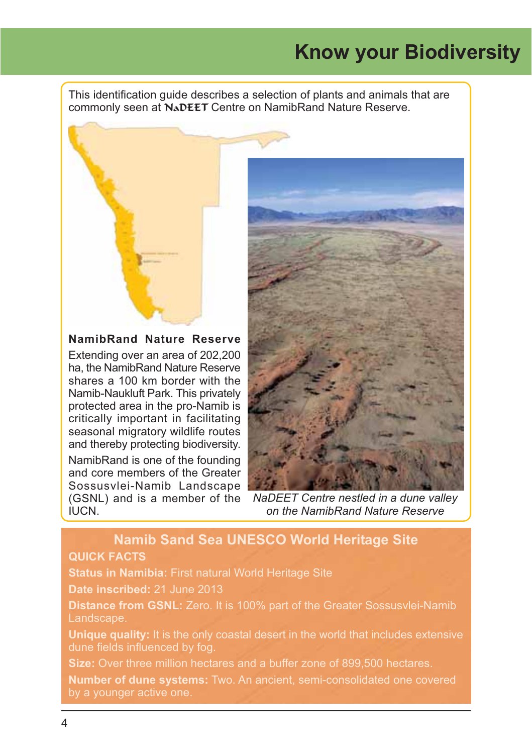# Know your Biodiversity

This identification guide describes a selection of plants and animals that are commonly seen at NaDEET Centre on NamibRand Nature Reserve.

**NamibRand Nature Reserve**

Extending over an area of 202,200 ha, the NamibRand Nature Reserve shares a 100 km border with the Namib-Naukluft Park. This privately protected area in the pro-Namib is critically important in facilitating seasonal migratory wildlife routes and thereby protecting biodiversity.

NamibRand is one of the founding and core members of the Greater Sossusvlei-Namib Landscape (GSNL) and is a member of the IUCN.

*NaDEET Centre nestled in a dune valley on the NamibRand Nature Reserve*

## Namib Sand Sea UNESCO World Heritage Site

**QUICK FACTS**

**Status in Namibia:** First natural World Heritage Site

**Date inscribed:** 21 June 2013

**Distance from GSNL:** Zero. It is 100% part of the Greater Sossusvlei-Namib Landscape.

**Unique quality:** It is the only coastal desert in the world that includes extensive dune fields influenced by fog.

**Size:** Over three million hectares and a buffer zone of 899,500 hectares.

**Number of dune systems:** Two. An ancient, semi-consolidated one covered by a younger active one.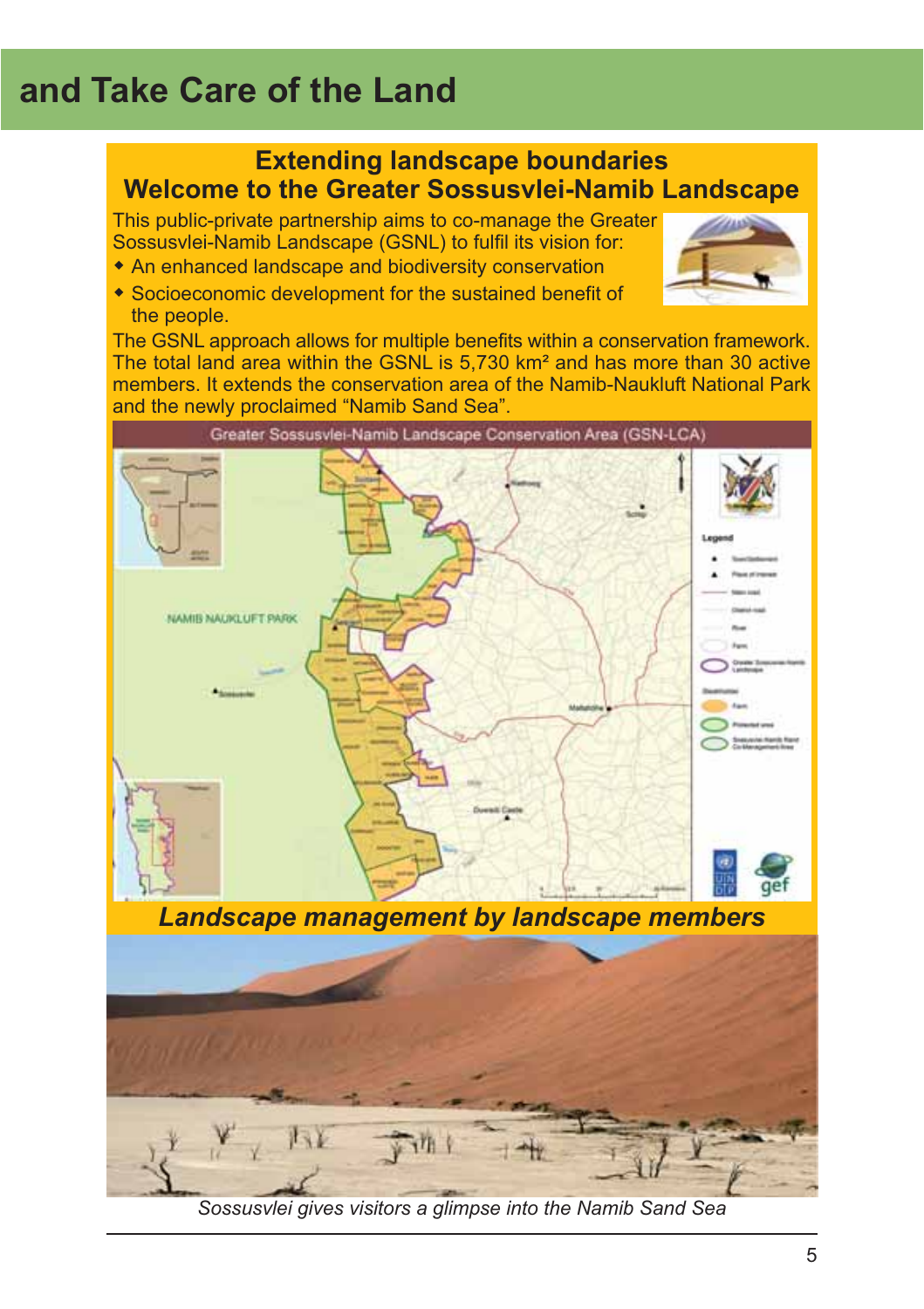# and Take Care of the Land

## Extending landscape boundaries
## Welcome to the Greater Sossusvlei-Namib Landscape

This public-private partnership aims to co-manage the Greater Sossusvlei-Namib Landscape (GSNL) to fulfil its vision for:

- An enhanced landscape and biodiversity conservation
- Socioeconomic development for the sustained benefit of the people.

The GSNL approach allows for multiple benefits within a conservation framework. The total land area within the GSNL is 5,730 km² and has more than 30 active members. It extends the conservation area of the Namib-Naukluft National Park and the newly proclaimed "Namib Sand Sea".

Greater Sossusvlei-Namib Landscape Conservation Area (GSN-LCA)

### *Landscape management by landscape members*

*Sossusvlei gives visitors a glimpse into the Namib Sand Sea*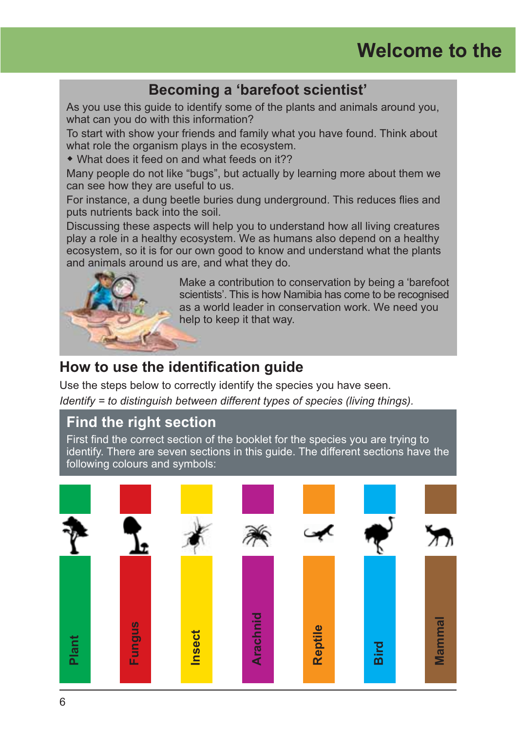# Welcome to the

## Becoming a 'barefoot scientist'

As you use this guide to identify some of the plants and animals around you, what can you do with this information?

To start with show your friends and family what you have found. Think about what role the organism plays in the ecosystem.

- What does it feed on and what feeds on it??

Many people do not like "bugs", but actually by learning more about them we can see how they are useful to us.

For instance, a dung beetle buries dung underground. This reduces flies and puts nutrients back into the soil.

Discussing these aspects will help you to understand how all living creatures play a role in a healthy ecosystem. We as humans also depend on a healthy ecosystem, so it is for our own good to know and understand what the plants and animals around us are, and what they do.

Make a contribution to conservation by being a 'barefoot scientists'. This is how Namibia has come to be recognised as a world leader in conservation work. We need you help to keep it that way.

## How to use the identification guide

Use the steps below to correctly identify the species you have seen.

*Identify = to distinguish between different types of species (living things).*

### Find the right section

First find the correct section of the booklet for the species you are trying to identify. There are seven sections in this guide. The different sections have the following colours and symbols:

- Plant
- Fungus
- Insect
- Arachnid
- Reptile
- Bird
- Mammal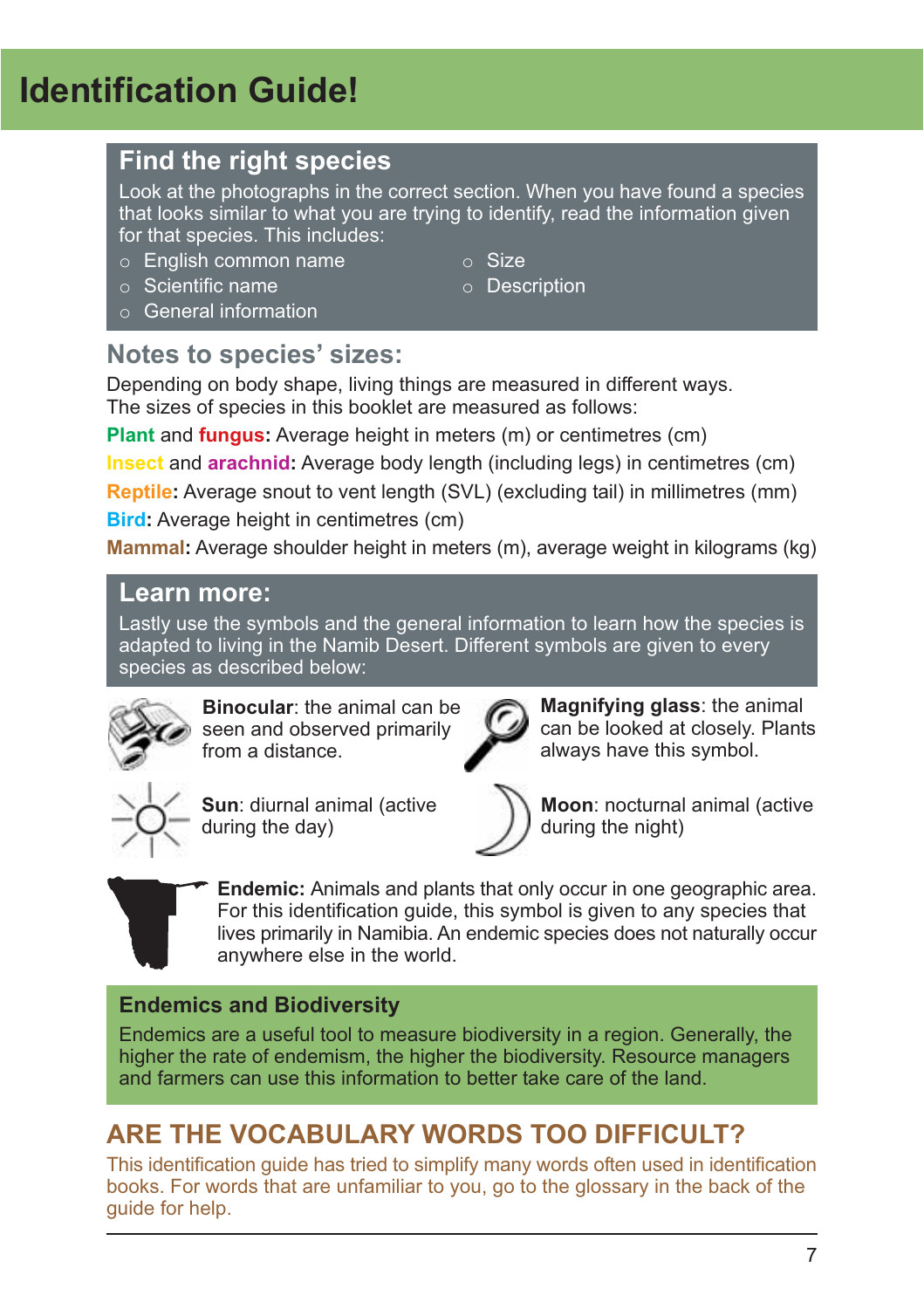# Identification Guide!

## Find the right species

Look at the photographs in the correct section. When you have found a species that looks similar to what you are trying to identify, read the information given for that species. This includes:

- English common name
- Scientific name
- General information
- Size
- Description

## Notes to species' sizes:

Depending on body shape, living things are measured in different ways. The sizes of species in this booklet are measured as follows:

**Plant** and **fungus:** Average height in meters (m) or centimetres (cm)

**Insect** and **arachnid:** Average body length (including legs) in centimetres (cm)

**Reptile:** Average snout to vent length (SVL) (excluding tail) in millimetres (mm)

**Bird:** Average height in centimetres (cm)

**Mammal:** Average shoulder height in meters (m), average weight in kilograms (kg)

## Learn more:

Lastly use the symbols and the general information to learn how the species is adapted to living in the Namib Desert. Different symbols are given to every species as described below:

**Binocular**: the animal can be seen and observed primarily from a distance.

**Magnifying glass**: the animal can be looked at closely. Plants always have this symbol.

**Sun**: diurnal animal (active during the day)

**Moon**: nocturnal animal (active during the night)

**Endemic:** Animals and plants that only occur in one geographic area. For this identification guide, this symbol is given to any species that lives primarily in Namibia. An endemic species does not naturally occur anywhere else in the world.

### Endemics and Biodiversity

Endemics are a useful tool to measure biodiversity in a region. Generally, the higher the rate of endemism, the higher the biodiversity. Resource managers and farmers can use this information to better take care of the land.

## ARE THE VOCABULARY WORDS TOO DIFFICULT?

This identification guide has tried to simplify many words often used in identification books. For words that are unfamiliar to you, go to the glossary in the back of the guide for help.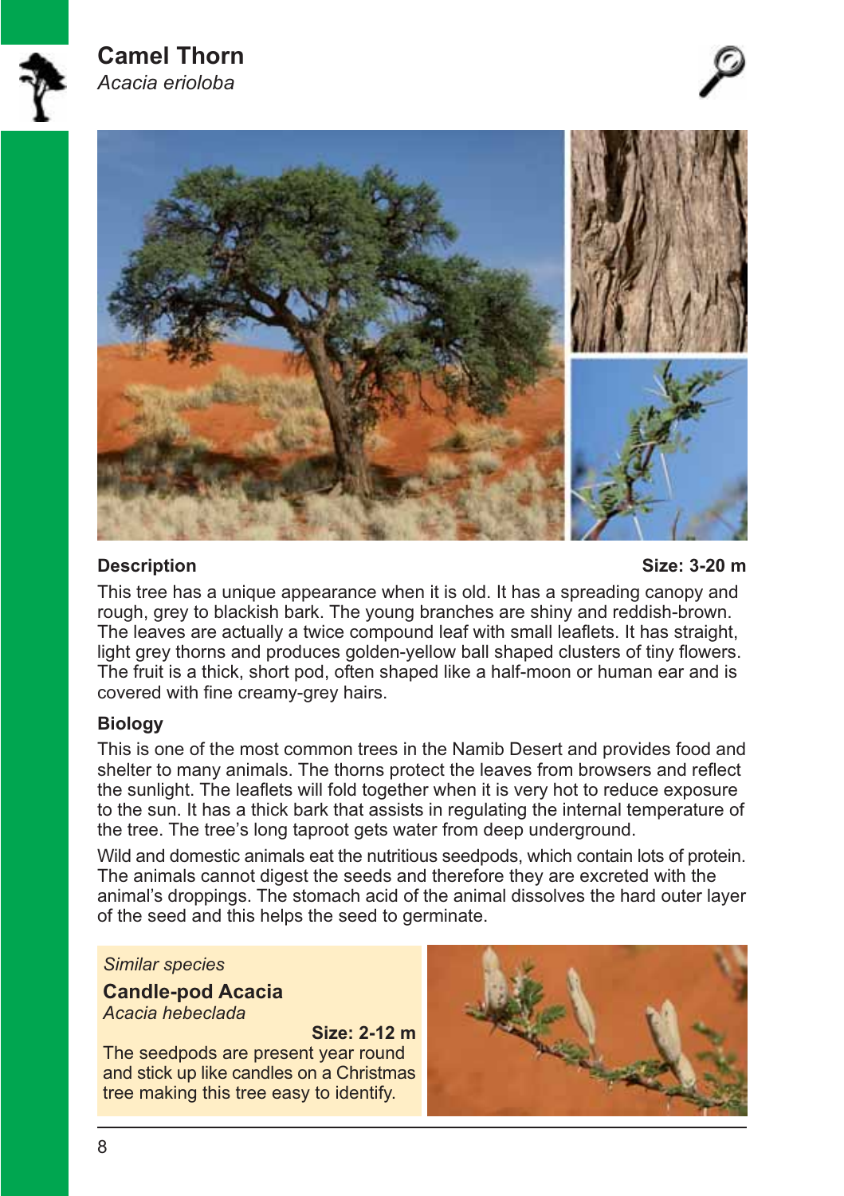# Camel Thorn

*Acacia erioloba*

## Description

**Size: 3-20 m**

This tree has a unique appearance when it is old. It has a spreading canopy and rough, grey to blackish bark. The young branches are shiny and reddish-brown. The leaves are actually a twice compound leaf with small leaflets. It has straight, light grey thorns and produces golden-yellow ball shaped clusters of tiny flowers. The fruit is a thick, short pod, often shaped like a half-moon or human ear and is covered with fine creamy-grey hairs.

## Biology

This is one of the most common trees in the Namib Desert and provides food and shelter to many animals. The thorns protect the leaves from browsers and reflect the sunlight. The leaflets will fold together when it is very hot to reduce exposure to the sun. It has a thick bark that assists in regulating the internal temperature of the tree. The tree's long taproot gets water from deep underground.

Wild and domestic animals eat the nutritious seedpods, which contain lots of protein. The animals cannot digest the seeds and therefore they are excreted with the animal's droppings. The stomach acid of the animal dissolves the hard outer layer of the seed and this helps the seed to germinate.

*Similar species*

**Candle-pod Acacia**

*Acacia hebeclada*

**Size: 2-12 m**

The seedpods are present year round and stick up like candles on a Christmas tree making this tree easy to identify.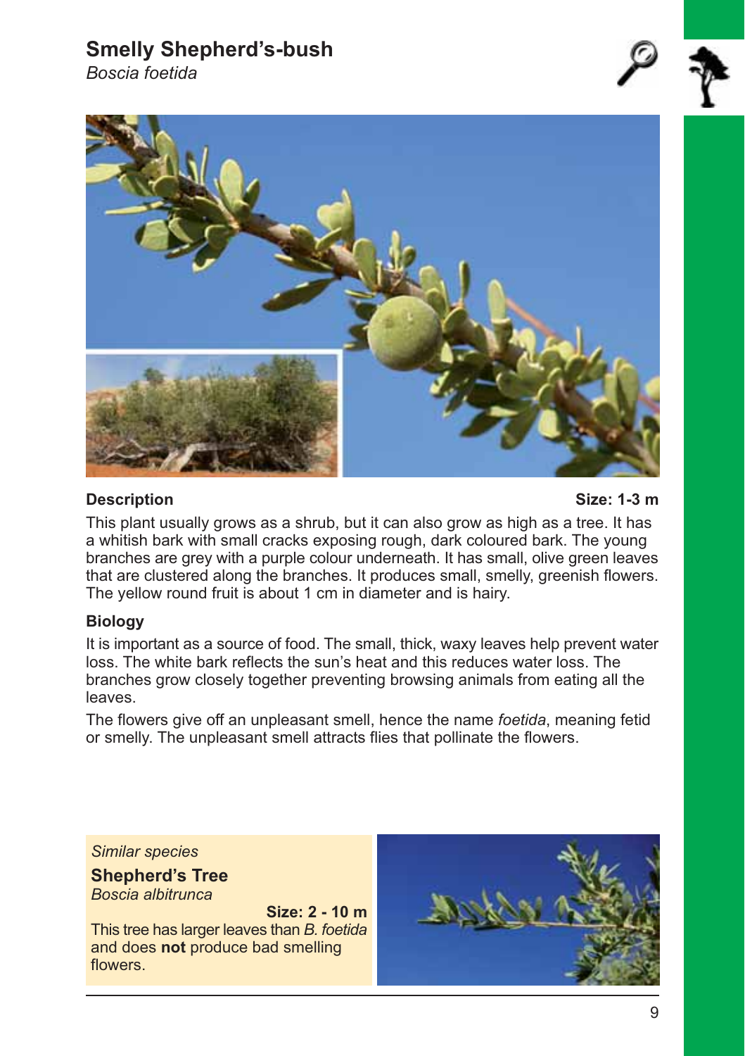# Smelly Shepherd's-bush

*Boscia foetida*

**Description** **Size: 1-3 m**

This plant usually grows as a shrub, but it can also grow as high as a tree. It has a whitish bark with small cracks exposing rough, dark coloured bark. The young branches are grey with a purple colour underneath. It has small, olive green leaves that are clustered along the branches. It produces small, smelly, greenish flowers. The yellow round fruit is about 1 cm in diameter and is hairy.

**Biology**

It is important as a source of food. The small, thick, waxy leaves help prevent water loss. The white bark reflects the sun's heat and this reduces water loss. The branches grow closely together preventing browsing animals from eating all the leaves.

The flowers give off an unpleasant smell, hence the name *foetida*, meaning fetid or smelly. The unpleasant smell attracts flies that pollinate the flowers.

*Similar species*

**Shepherd's Tree**

*Boscia albitrunca*

**Size: 2 - 10 m**

This tree has larger leaves than *B. foetida* and does **not** produce bad smelling flowers.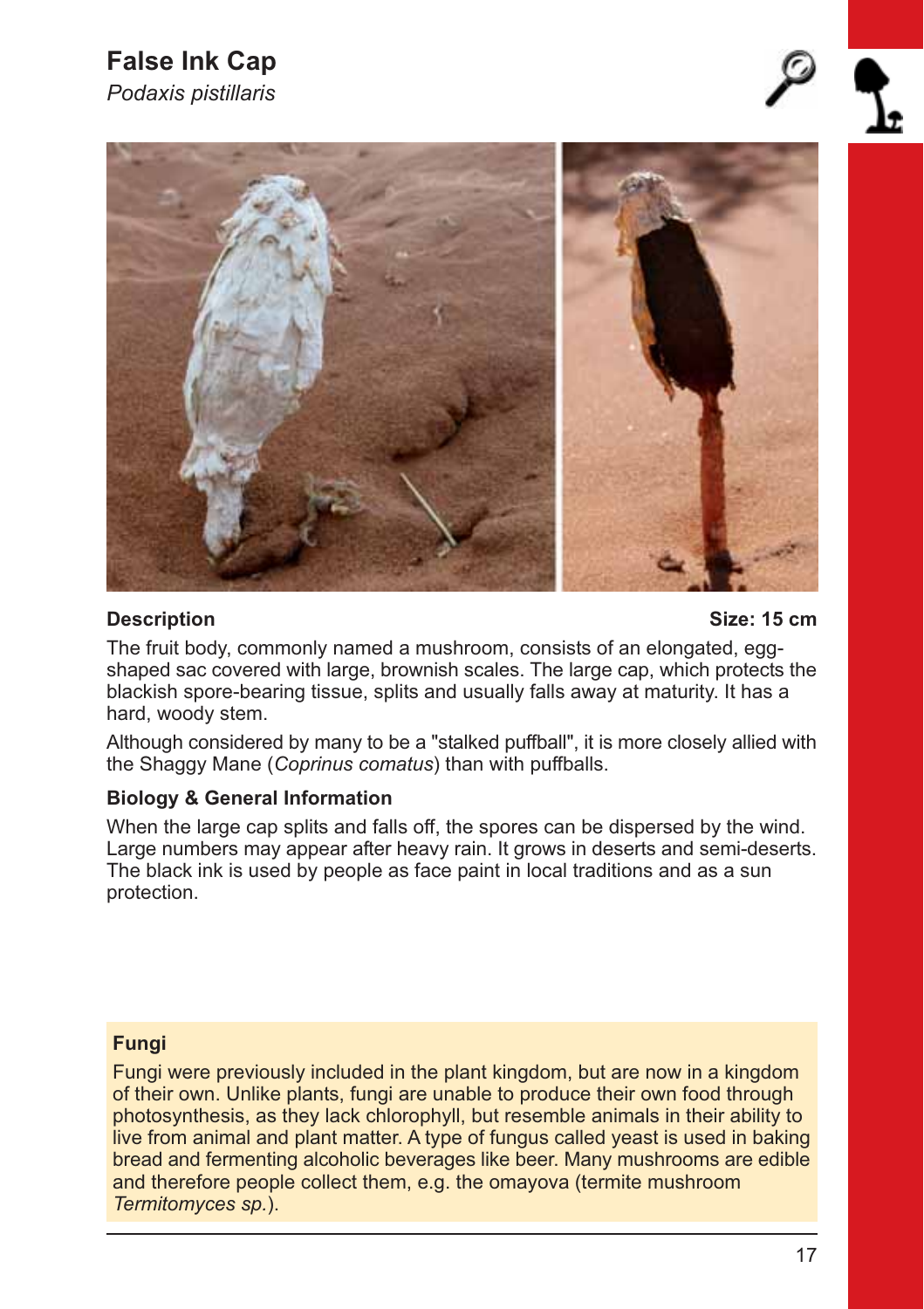# False Ink Cap

*Podaxis pistillaris*

**Description** **Size: 15 cm**

The fruit body, commonly named a mushroom, consists of an elongated, egg-shaped sac covered with large, brownish scales. The large cap, which protects the blackish spore-bearing tissue, splits and usually falls away at maturity. It has a hard, woody stem.

Although considered by many to be a "stalked puffball", it is more closely allied with the Shaggy Mane (*Coprinus comatus*) than with puffballs.

### Biology & General Information

When the large cap splits and falls off, the spores can be dispersed by the wind. Large numbers may appear after heavy rain. It grows in deserts and semi-deserts. The black ink is used by people as face paint in local traditions and as a sun protection.

### Fungi

Fungi were previously included in the plant kingdom, but are now in a kingdom of their own. Unlike plants, fungi are unable to produce their own food through photosynthesis, as they lack chlorophyll, but resemble animals in their ability to live from animal and plant matter. A type of fungus called yeast is used in baking bread and fermenting alcoholic beverages like beer. Many mushrooms are edible and therefore people collect them, e.g. the omayova (termite mushroom *Termitomyces sp.*).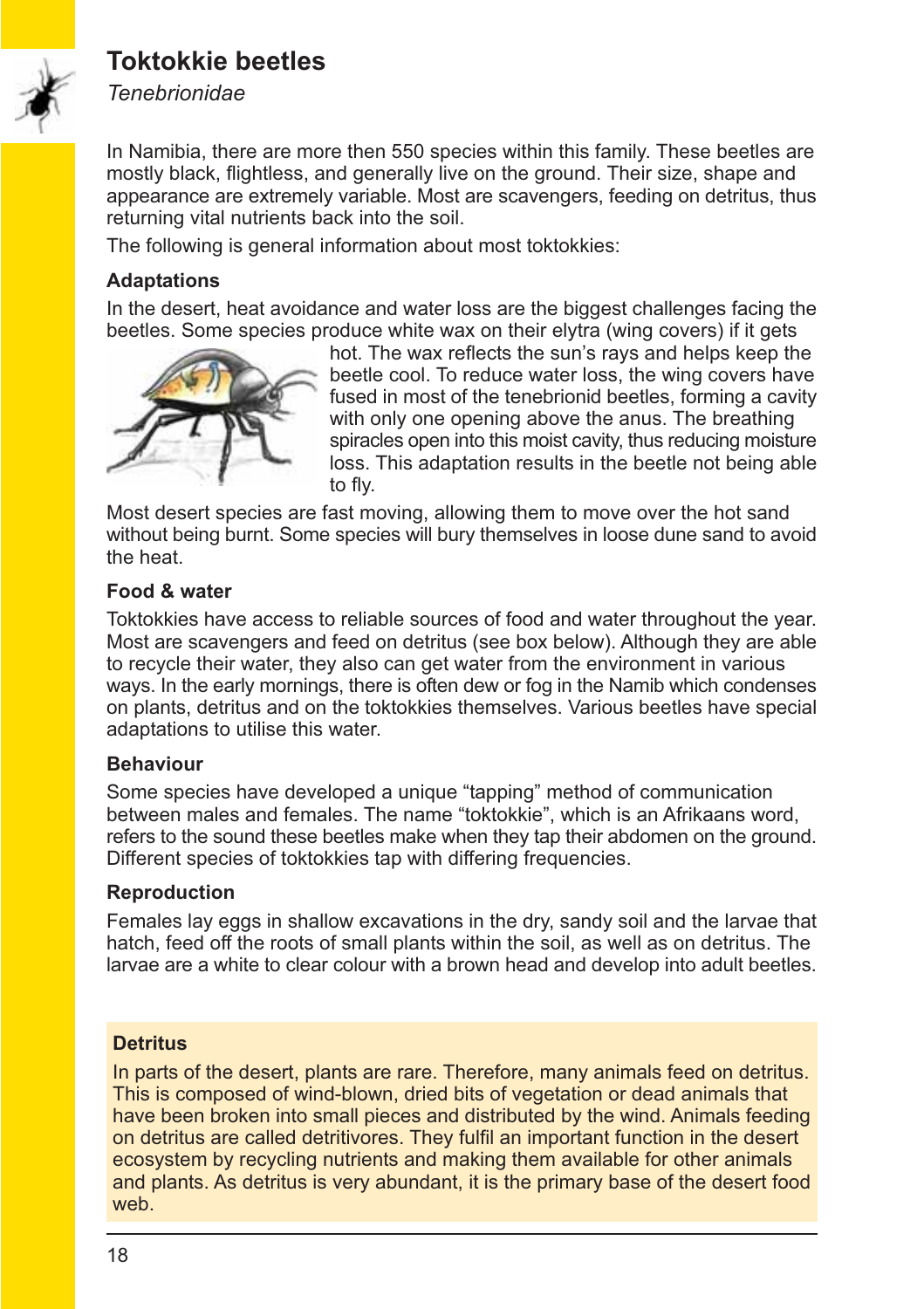## Toktokkie beetles

*Tenebrionidae*

In Namibia, there are more then 550 species within this family. These beetles are mostly black, flightless, and generally live on the ground. Their size, shape and appearance are extremely variable. Most are scavengers, feeding on detritus, thus returning vital nutrients back into the soil.

The following is general information about most toktokkies:

### Adaptations

In the desert, heat avoidance and water loss are the biggest challenges facing the beetles. Some species produce white wax on their elytra (wing covers) if it gets hot. The wax reflects the sun's rays and helps keep the beetle cool. To reduce water loss, the wing covers have fused in most of the tenebrionid beetles, forming a cavity with only one opening above the anus. The breathing spiracles open into this moist cavity, thus reducing moisture loss. This adaptation results in the beetle not being able to fly.

Most desert species are fast moving, allowing them to move over the hot sand without being burnt. Some species will bury themselves in loose dune sand to avoid the heat.

### Food & water

Toktokkies have access to reliable sources of food and water throughout the year. Most are scavengers and feed on detritus (see box below). Although they are able to recycle their water, they also can get water from the environment in various ways. In the early mornings, there is often dew or fog in the Namib which condenses on plants, detritus and on the toktokkies themselves. Various beetles have special adaptations to utilise this water.

### Behaviour

Some species have developed a unique "tapping" method of communication between males and females. The name "toktokkie", which is an Afrikaans word, refers to the sound these beetles make when they tap their abdomen on the ground. Different species of toktokkies tap with differing frequencies.

### Reproduction

Females lay eggs in shallow excavations in the dry, sandy soil and the larvae that hatch, feed off the roots of small plants within the soil, as well as on detritus. The larvae are a white to clear colour with a brown head and develop into adult beetles.

### Detritus

In parts of the desert, plants are rare. Therefore, many animals feed on detritus. This is composed of wind-blown, dried bits of vegetation or dead animals that have been broken into small pieces and distributed by the wind. Animals feeding on detritus are called detritivores. They fulfil an important function in the desert ecosystem by recycling nutrients and making them available for other animals and plants. As detritus is very abundant, it is the primary base of the desert food web.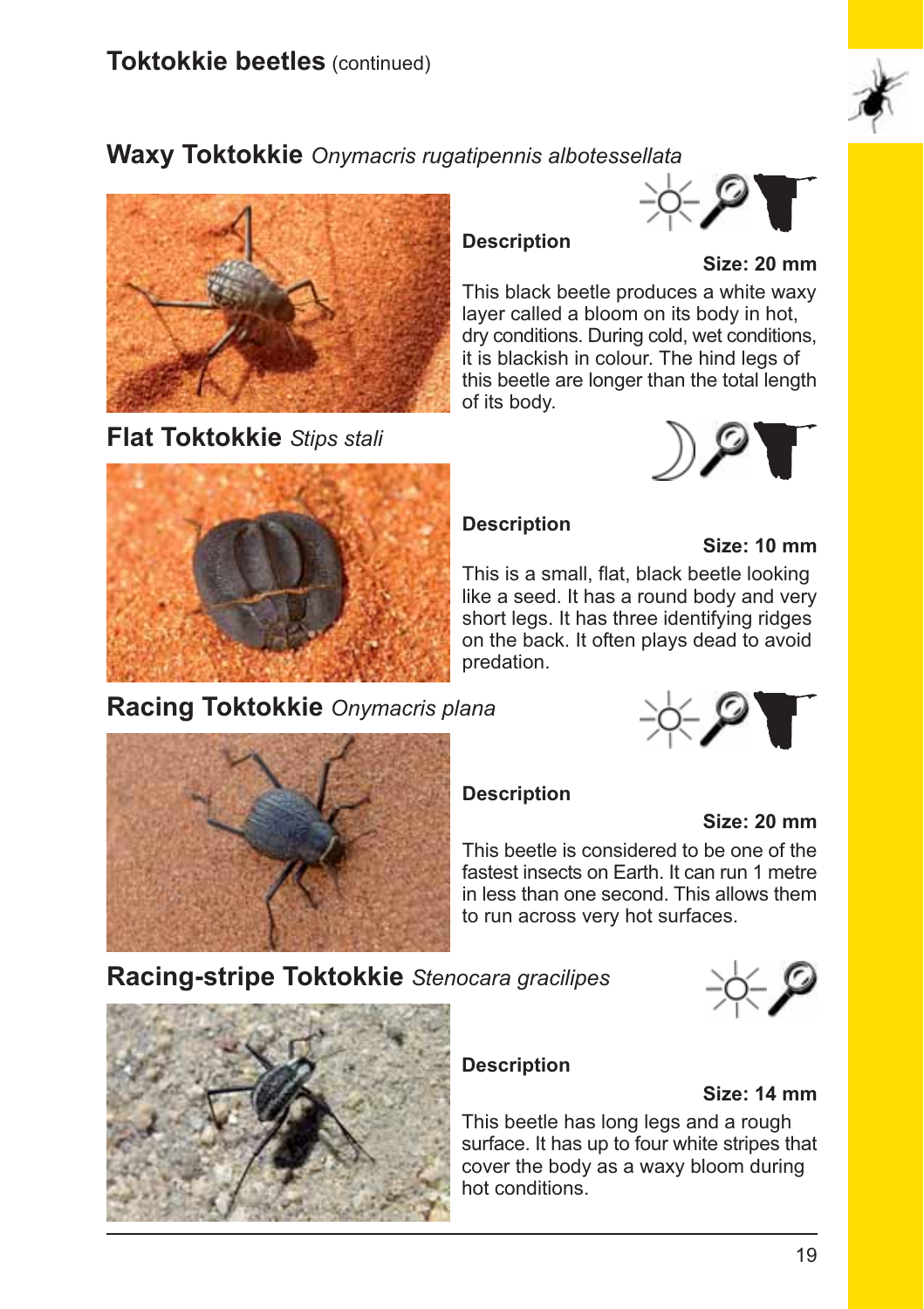# Toktokkie beetles (continued)

## Waxy Toktokkie *Onymacris rugatipennis albotessellata*

**Description**

**Size: 20 mm**

This black beetle produces a white waxy layer called a bloom on its body in hot, dry conditions. During cold, wet conditions, it is blackish in colour. The hind legs of this beetle are longer than the total length of its body.

## Flat Toktokkie *Stips stali*

**Description**

**Size: 10 mm**

This is a small, flat, black beetle looking like a seed. It has a round body and very short legs. It has three identifying ridges on the back. It often plays dead to avoid predation.

## Racing Toktokkie *Onymacris plana*

**Description**

**Size: 20 mm**

This beetle is considered to be one of the fastest insects on Earth. It can run 1 metre in less than one second. This allows them to run across very hot surfaces.

## Racing-stripe Toktokkie *Stenocara gracilipes*

**Description**

**Size: 14 mm**

This beetle has long legs and a rough surface. It has up to four white stripes that cover the body as a waxy bloom during hot conditions.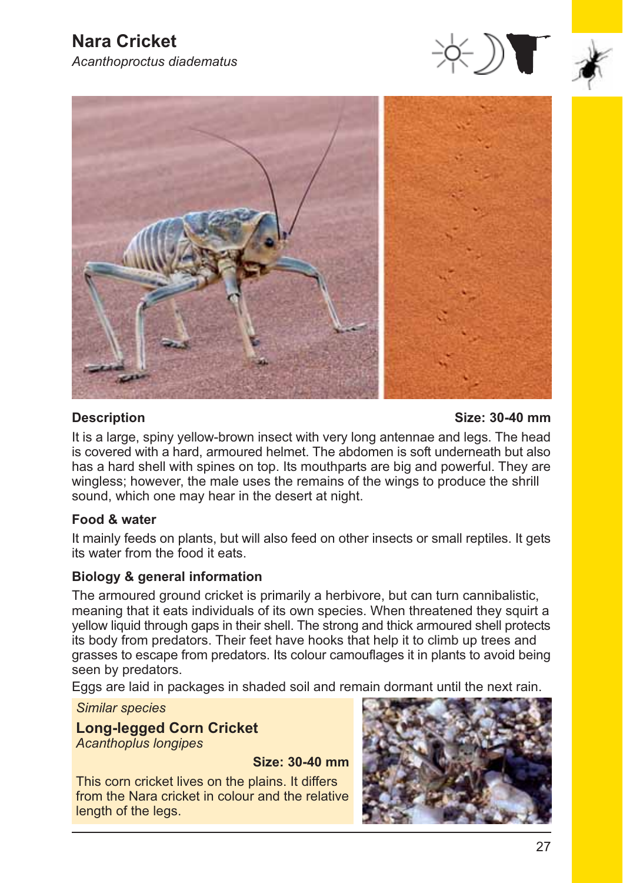# Nara Cricket

*Acanthoproctus diadematus*

**Description** **Size: 30-40 mm**

It is a large, spiny yellow-brown insect with very long antennae and legs. The head is covered with a hard, armoured helmet. The abdomen is soft underneath but also has a hard shell with spines on top. Its mouthparts are big and powerful. They are wingless; however, the male uses the remains of the wings to produce the shrill sound, which one may hear in the desert at night.

**Food & water**

It mainly feeds on plants, but will also feed on other insects or small reptiles. It gets its water from the food it eats.

**Biology & general information**

The armoured ground cricket is primarily a herbivore, but can turn cannibalistic, meaning that it eats individuals of its own species. When threatened they squirt a yellow liquid through gaps in their shell. The strong and thick armoured shell protects its body from predators. Their feet have hooks that help it to climb up trees and grasses to escape from predators. Its colour camouflages it in plants to avoid being seen by predators.

Eggs are laid in packages in shaded soil and remain dormant until the next rain.

*Similar species*

**Long-legged Corn Cricket**
*Acanthoplus longipes*

**Size: 30-40 mm**

This corn cricket lives on the plains. It differs from the Nara cricket in colour and the relative length of the legs.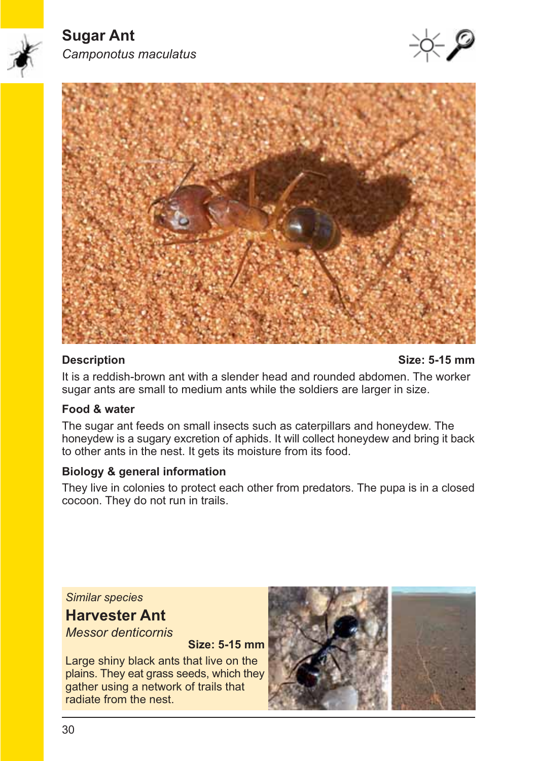# Sugar Ant

*Camponotus maculatus*

**Description** **Size: 5-15 mm**

It is a reddish-brown ant with a slender head and rounded abdomen. The worker sugar ants are small to medium ants while the soldiers are larger in size.

**Food & water**

The sugar ant feeds on small insects such as caterpillars and honeydew. The honeydew is a sugary excretion of aphids. It will collect honeydew and bring it back to other ants in the nest. It gets its moisture from its food.

**Biology & general information**

They live in colonies to protect each other from predators. The pupa is in a closed cocoon. They do not run in trails.

*Similar species*

## Harvester Ant

*Messor denticornis*

**Size: 5-15 mm**

Large shiny black ants that live on the plains. They eat grass seeds, which they gather using a network of trails that radiate from the nest.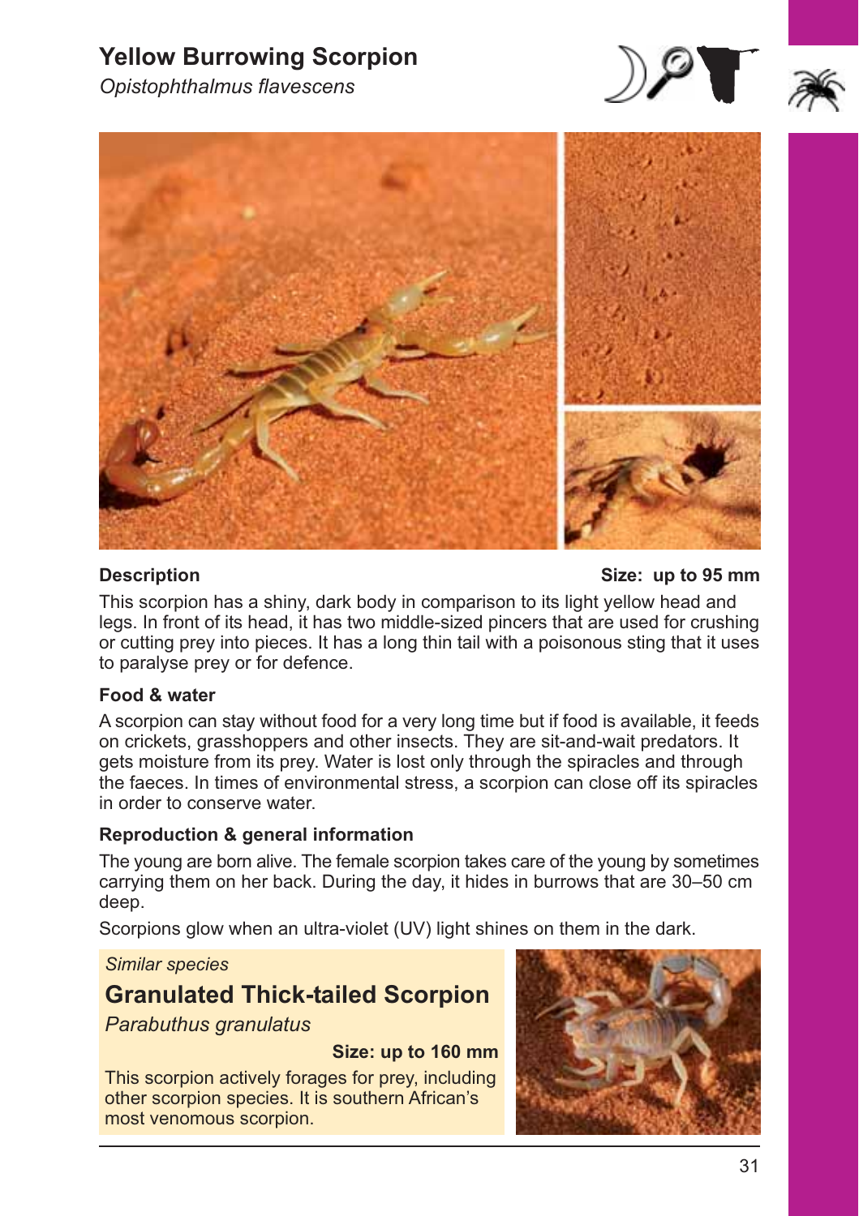# Yellow Burrowing Scorpion

*Opistophthalmus flavescens*

**Description** **Size: up to 95 mm**

This scorpion has a shiny, dark body in comparison to its light yellow head and legs. In front of its head, it has two middle-sized pincers that are used for crushing or cutting prey into pieces. It has a long thin tail with a poisonous sting that it uses to paralyse prey or for defence.

**Food & water**

A scorpion can stay without food for a very long time but if food is available, it feeds on crickets, grasshoppers and other insects. They are sit-and-wait predators. It gets moisture from its prey. Water is lost only through the spiracles and through the faeces. In times of environmental stress, a scorpion can close off its spiracles in order to conserve water.

**Reproduction & general information**

The young are born alive. The female scorpion takes care of the young by sometimes carrying them on her back. During the day, it hides in burrows that are 30–50 cm deep.

Scorpions glow when an ultra-violet (UV) light shines on them in the dark.

*Similar species*

## Granulated Thick-tailed Scorpion

*Parabuthus granulatus*

**Size: up to 160 mm**

This scorpion actively forages for prey, including other scorpion species. It is southern African's most venomous scorpion.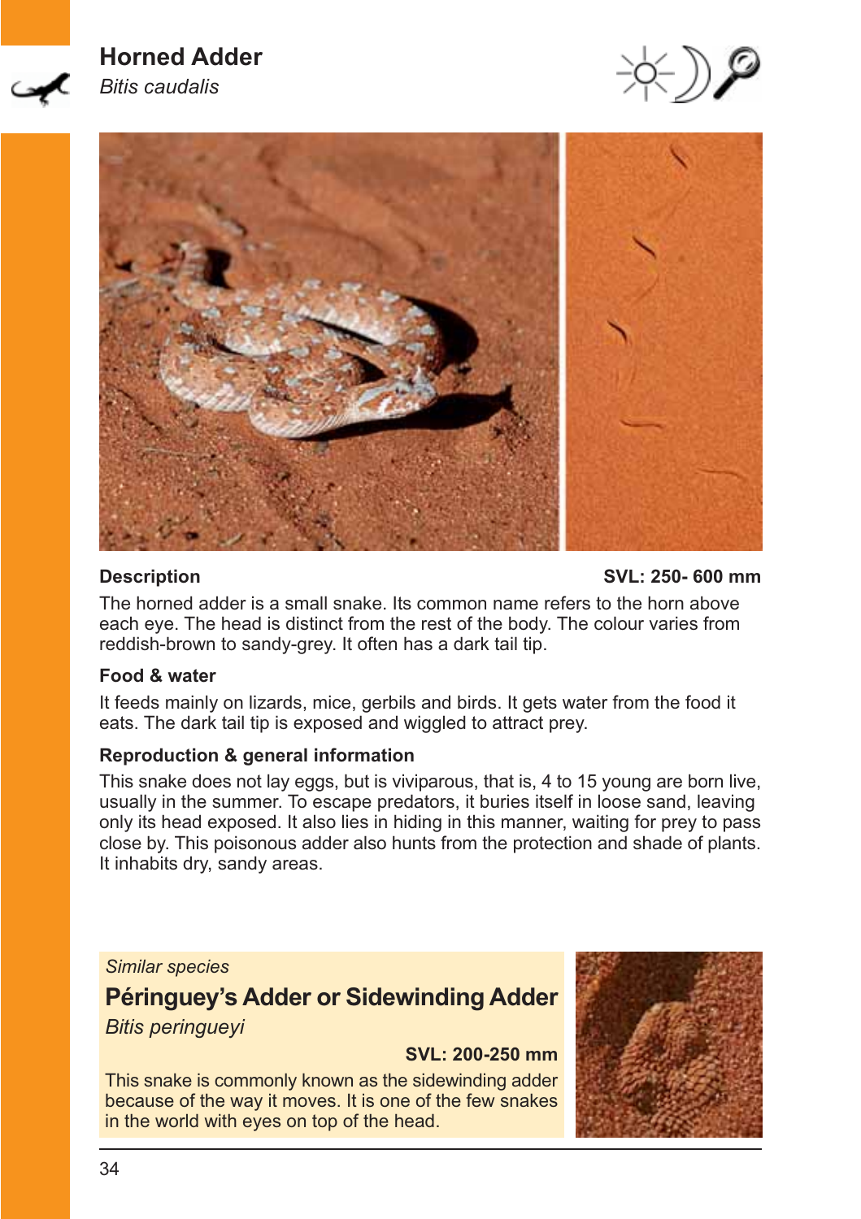## Horned Adder

*Bitis caudalis*

**Description** **SVL: 250- 600 mm**

The horned adder is a small snake. Its common name refers to the horn above each eye. The head is distinct from the rest of the body. The colour varies from reddish-brown to sandy-grey. It often has a dark tail tip.

**Food & water**

It feeds mainly on lizards, mice, gerbils and birds. It gets water from the food it eats. The dark tail tip is exposed and wiggled to attract prey.

**Reproduction & general information**

This snake does not lay eggs, but is viviparous, that is, 4 to 15 young are born live, usually in the summer. To escape predators, it buries itself in loose sand, leaving only its head exposed. It also lies in hiding in this manner, waiting for prey to pass close by. This poisonous adder also hunts from the protection and shade of plants. It inhabits dry, sandy areas.

*Similar species*

### Péringuey's Adder or Sidewinding Adder

*Bitis peringueyi*

**SVL: 200-250 mm**

This snake is commonly known as the sidewinding adder because of the way it moves. It is one of the few snakes in the world with eyes on top of the head.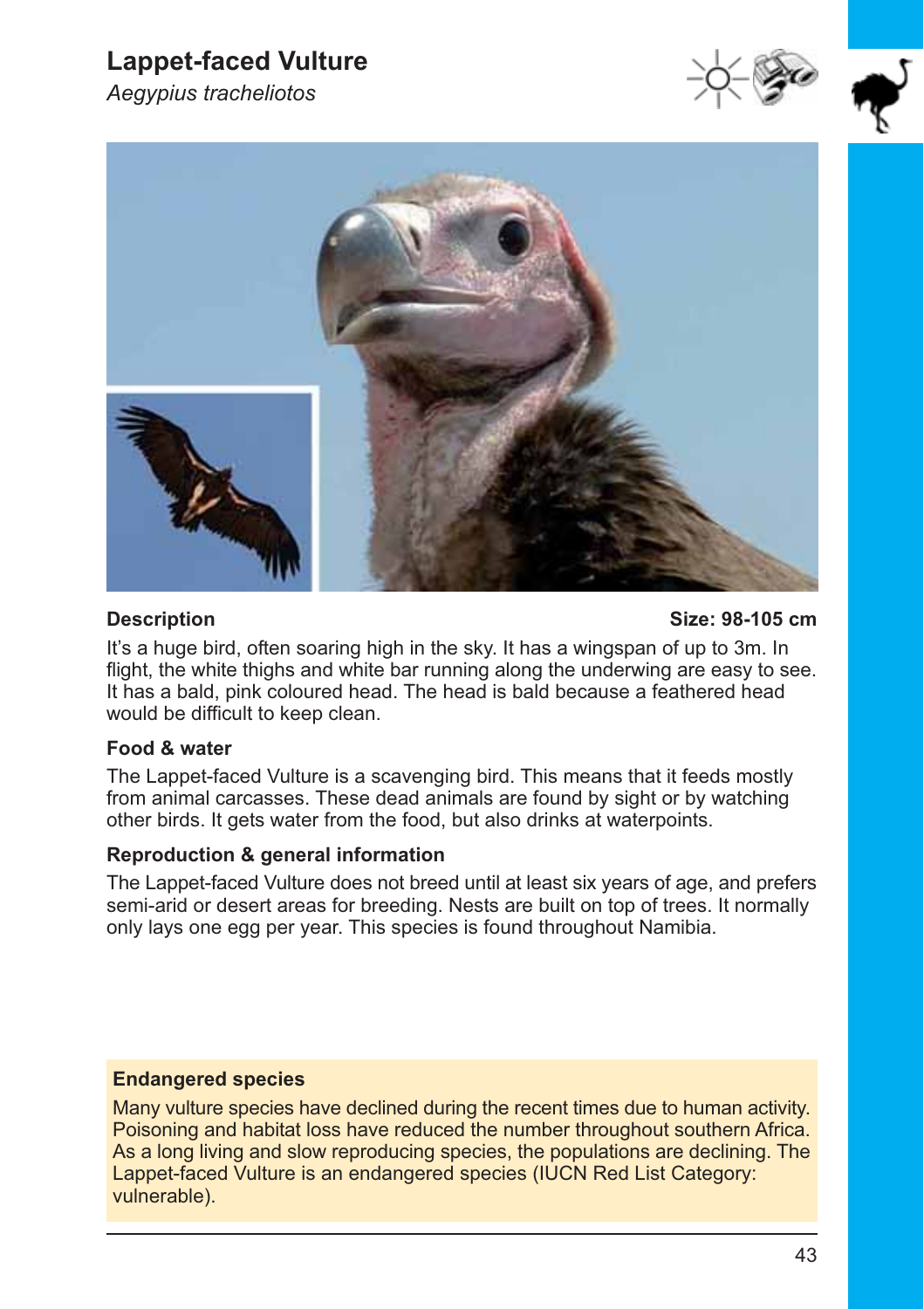# Lappet-faced Vulture

*Aegypius tracheliotos*

## Description

**Size: 98-105 cm**

It's a huge bird, often soaring high in the sky. It has a wingspan of up to 3m. In flight, the white thighs and white bar running along the underwing are easy to see. It has a bald, pink coloured head. The head is bald because a feathered head would be difficult to keep clean.

## Food & water

The Lappet-faced Vulture is a scavenging bird. This means that it feeds mostly from animal carcasses. These dead animals are found by sight or by watching other birds. It gets water from the food, but also drinks at waterpoints.

## Reproduction & general information

The Lappet-faced Vulture does not breed until at least six years of age, and prefers semi-arid or desert areas for breeding. Nests are built on top of trees. It normally only lays one egg per year. This species is found throughout Namibia.

## Endangered species

Many vulture species have declined during the recent times due to human activity. Poisoning and habitat loss have reduced the number throughout southern Africa. As a long living and slow reproducing species, the populations are declining. The Lappet-faced Vulture is an endangered species (IUCN Red List Category: vulnerable).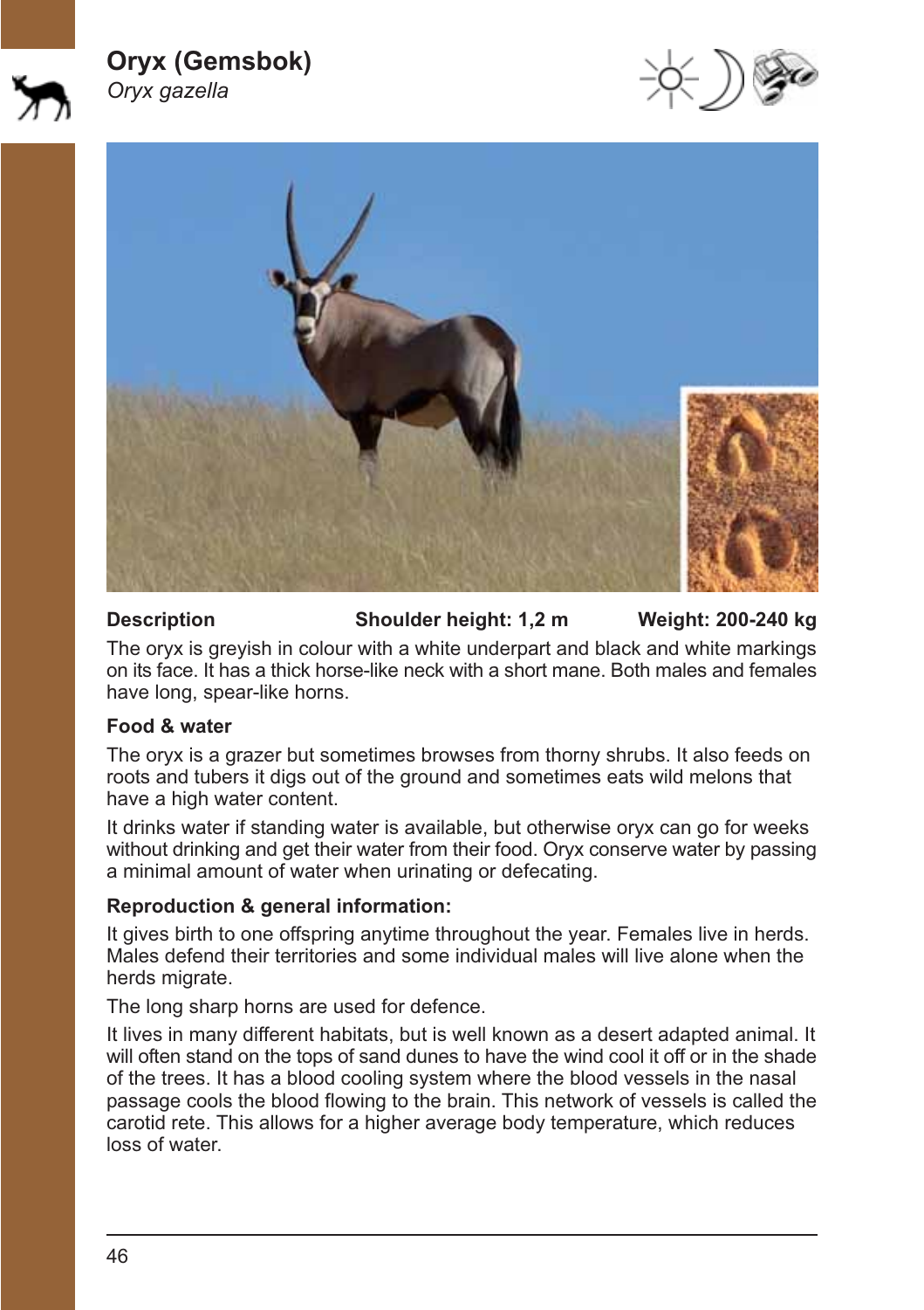# Oryx (Gemsbok)

*Oryx gazella*

**Description** | **Shoulder height: 1,2 m** | **Weight: 200-240 kg**

The oryx is greyish in colour with a white underpart and black and white markings on its face. It has a thick horse-like neck with a short mane. Both males and females have long, spear-like horns.

### Food & water

The oryx is a grazer but sometimes browses from thorny shrubs. It also feeds on roots and tubers it digs out of the ground and sometimes eats wild melons that have a high water content.

It drinks water if standing water is available, but otherwise oryx can go for weeks without drinking and get their water from their food. Oryx conserve water by passing a minimal amount of water when urinating or defecating.

### Reproduction & general information:

It gives birth to one offspring anytime throughout the year. Females live in herds. Males defend their territories and some individual males will live alone when the herds migrate.

The long sharp horns are used for defence.

It lives in many different habitats, but is well known as a desert adapted animal. It will often stand on the tops of sand dunes to have the wind cool it off or in the shade of the trees. It has a blood cooling system where the blood vessels in the nasal passage cools the blood flowing to the brain. This network of vessels is called the carotid rete. This allows for a higher average body temperature, which reduces loss of water.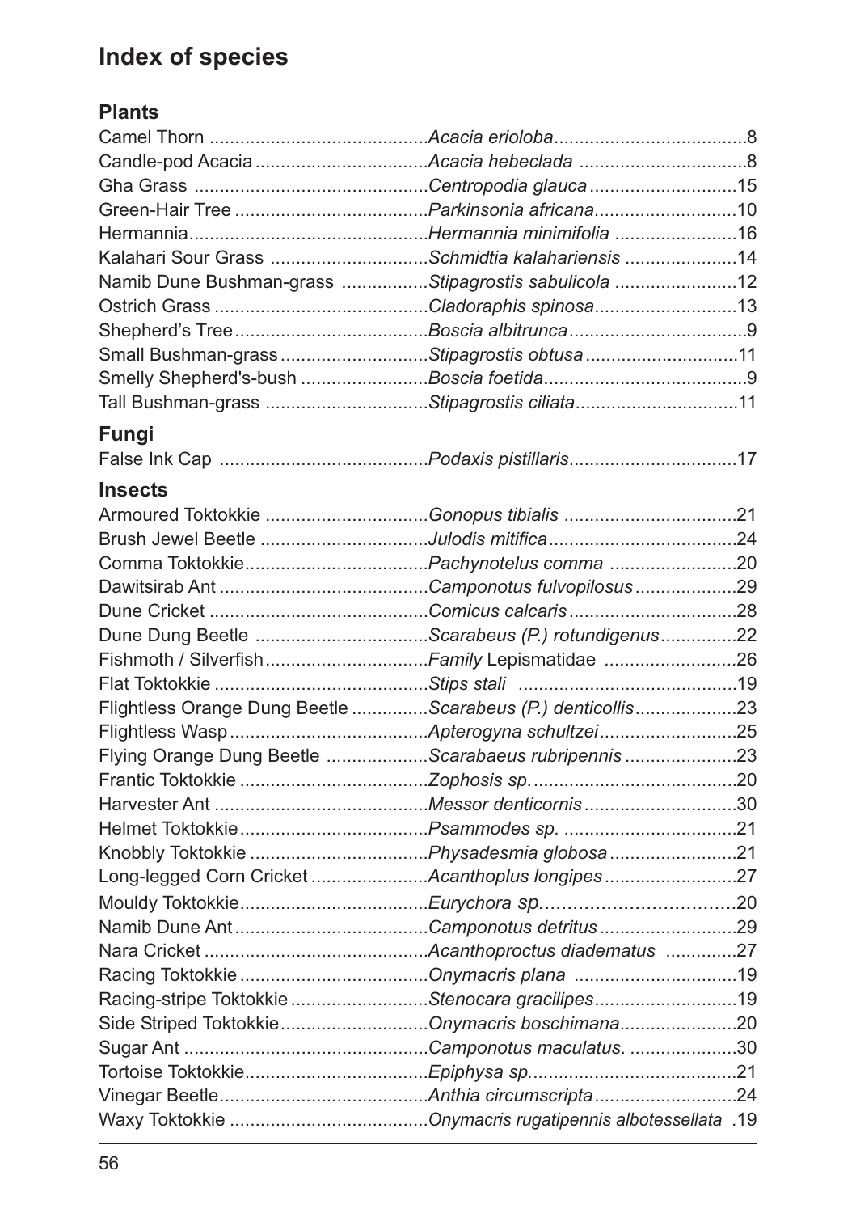# Index of species

## Plants

| Common name | Scientific name | Page |
|---|---|---|
| Camel Thorn | *Acacia erioloba* | 8 |
| Candle-pod Acacia | *Acacia hebeclada* | 8 |
| Gha Grass | *Centropodia glauca* | 15 |
| Green-Hair Tree | *Parkinsonia africana* | 10 |
| Hermannia | *Hermannia minimifolia* | 16 |
| Kalahari Sour Grass | *Schmidtia kalahariensis* | 14 |
| Namib Dune Bushman-grass | *Stipagrostis sabulicola* | 12 |
| Ostrich Grass | *Cladoraphis spinosa* | 13 |
| Shepherd's Tree | *Boscia albitrunca* | 9 |
| Small Bushman-grass | *Stipagrostis obtusa* | 11 |
| Smelly Shepherd's-bush | *Boscia foetida* | 9 |
| Tall Bushman-grass | *Stipagrostis ciliata* | 11 |

## Fungi

| Common name | Scientific name | Page |
|---|---|---|
| False Ink Cap | *Podaxis pistillaris* | 17 |

## Insects

| Common name | Scientific name | Page |
|---|---|---|
| Armoured Toktokkie | *Gonopus tibialis* | 21 |
| Brush Jewel Beetle | *Julodis mitifica* | 24 |
| Comma Toktokkie | *Pachynotelus comma* | 20 |
| Dawitsirab Ant | *Camponotus fulvopilosus* | 29 |
| Dune Cricket | *Comicus calcaris* | 28 |
| Dune Dung Beetle | *Scarabeus (P.) rotundigenus* | 22 |
| Fishmoth / Silverfish | *Family* Lepismatidae | 26 |
| Flat Toktokkie | *Stips stali* | 19 |
| Flightless Orange Dung Beetle | *Scarabeus (P.) denticollis* | 23 |
| Flightless Wasp | *Apterogyna schultzei* | 25 |
| Flying Orange Dung Beetle | *Scarabaeus rubripennis* | 23 |
| Frantic Toktokkie | *Zophosis sp.* | 20 |
| Harvester Ant | *Messor denticornis* | 30 |
| Helmet Toktokkie | *Psammodes sp.* | 21 |
| Knobbly Toktokkie | *Physadesmia globosa* | 21 |
| Long-legged Corn Cricket | *Acanthoplus longipes* | 27 |
| Mouldy Toktokkie | *Eurychora sp.* | 20 |
| Namib Dune Ant | *Camponotus detritus* | 29 |
| Nara Cricket | *Acanthoproctus diadematus* | 27 |
| Racing Toktokkie | *Onymacris plana* | 19 |
| Racing-stripe Toktokkie | *Stenocara gracilipes* | 19 |
| Side Striped Toktokkie | *Onymacris boschimana* | 20 |
| Sugar Ant | *Camponotus maculatus.* | 30 |
| Tortoise Toktokkie | *Epiphysa sp.* | 21 |
| Vinegar Beetle | *Anthia circumscripta* | 24 |
| Waxy Toktokkie | *Onymacris rugatipennis albotessellata* | 19 |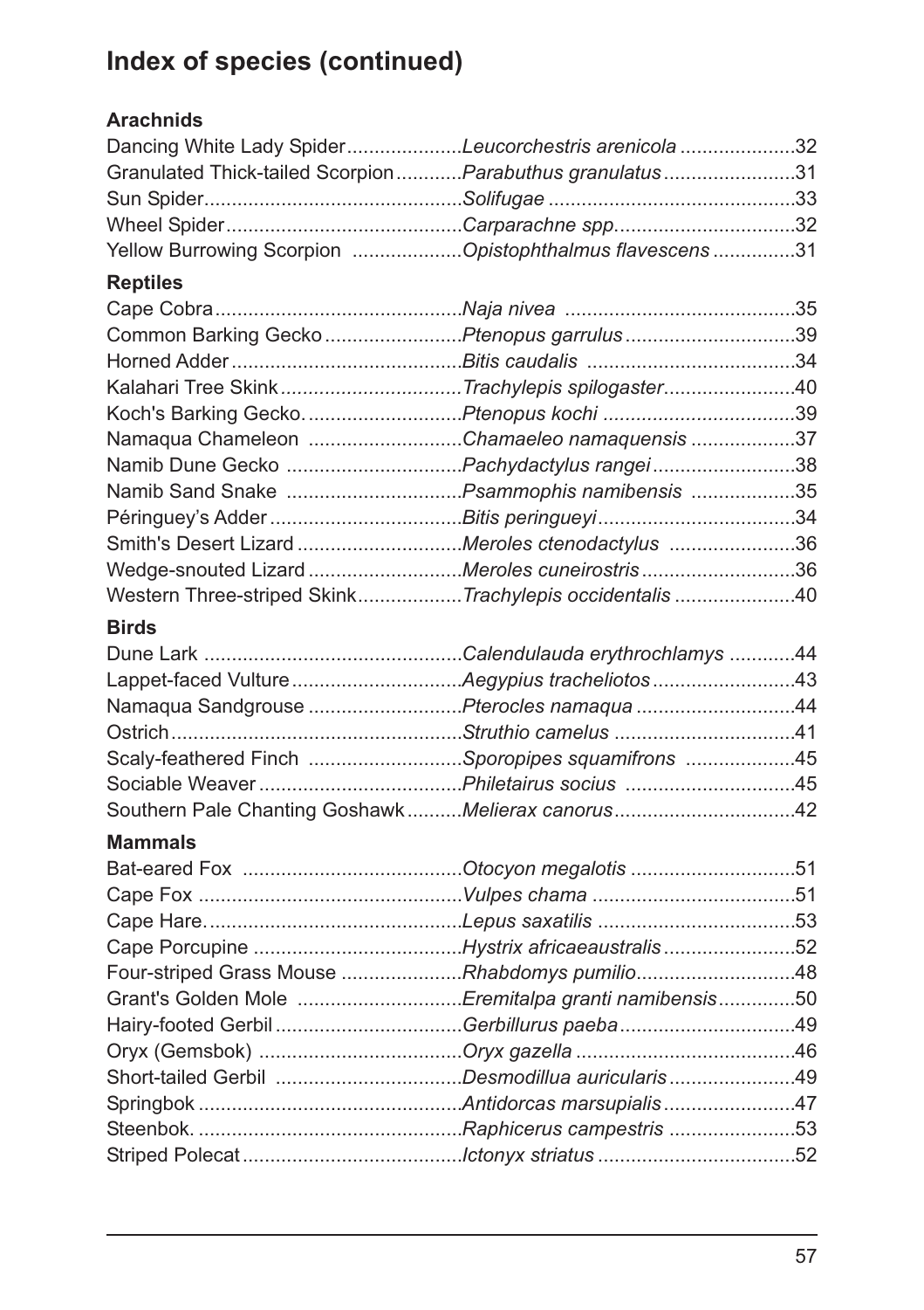# Index of species (continued)

**Arachnids**

| | | |
|---|---|---|
| Dancing White Lady Spider | *Leucorchestris arenicola* | 32 |
| Granulated Thick-tailed Scorpion | *Parabuthus granulatus* | 31 |
| Sun Spider | *Solifugae* | 33 |
| Wheel Spider | *Carparachne spp.* | 32 |
| Yellow Burrowing Scorpion | *Opistophthalmus flavescens* | 31 |

**Reptiles**

| | | |
|---|---|---|
| Cape Cobra | *Naja nivea* | 35 |
| Common Barking Gecko | *Ptenopus garrulus* | 39 |
| Horned Adder | *Bitis caudalis* | 34 |
| Kalahari Tree Skink | *Trachylepis spilogaster* | 40 |
| Koch's Barking Gecko. | *Ptenopus kochi* | 39 |
| Namaqua Chameleon | *Chamaeleo namaquensis* | 37 |
| Namib Dune Gecko | *Pachydactylus rangei* | 38 |
| Namib Sand Snake | *Psammophis namibensis* | 35 |
| Péringuey's Adder | *Bitis peringueyi* | 34 |
| Smith's Desert Lizard | *Meroles ctenodactylus* | 36 |
| Wedge-snouted Lizard | *Meroles cuneirostris* | 36 |
| Western Three-striped Skink | *Trachylepis occidentalis* | 40 |

**Birds**

| | | |
|---|---|---|
| Dune Lark | *Calendulauda erythrochlamys* | 44 |
| Lappet-faced Vulture | *Aegypius tracheliotos* | 43 |
| Namaqua Sandgrouse | *Pterocles namaqua* | 44 |
| Ostrich | *Struthio camelus* | 41 |
| Scaly-feathered Finch | *Sporopipes squamifrons* | 45 |
| Sociable Weaver | *Philetairus socius* | 45 |
| Southern Pale Chanting Goshawk | *Melierax canorus* | 42 |

**Mammals**

| | | |
|---|---|---|
| Bat-eared Fox | *Otocyon megalotis* | 51 |
| Cape Fox | *Vulpes chama* | 51 |
| Cape Hare. | *Lepus saxatilis* | 53 |
| Cape Porcupine | *Hystrix africaeaustralis* | 52 |
| Four-striped Grass Mouse | *Rhabdomys pumilio* | 48 |
| Grant's Golden Mole | *Eremitalpa granti namibensis* | 50 |
| Hairy-footed Gerbil | *Gerbillurus paeba* | 49 |
| Oryx (Gemsbok) | *Oryx gazella* | 46 |
| Short-tailed Gerbil | *Desmodillua auricularis* | 49 |
| Springbok | *Antidorcas marsupialis* | 47 |
| Steenbok. | *Raphicerus campestris* | 53 |
| Striped Polecat | *Ictonyx striatus* | 52 |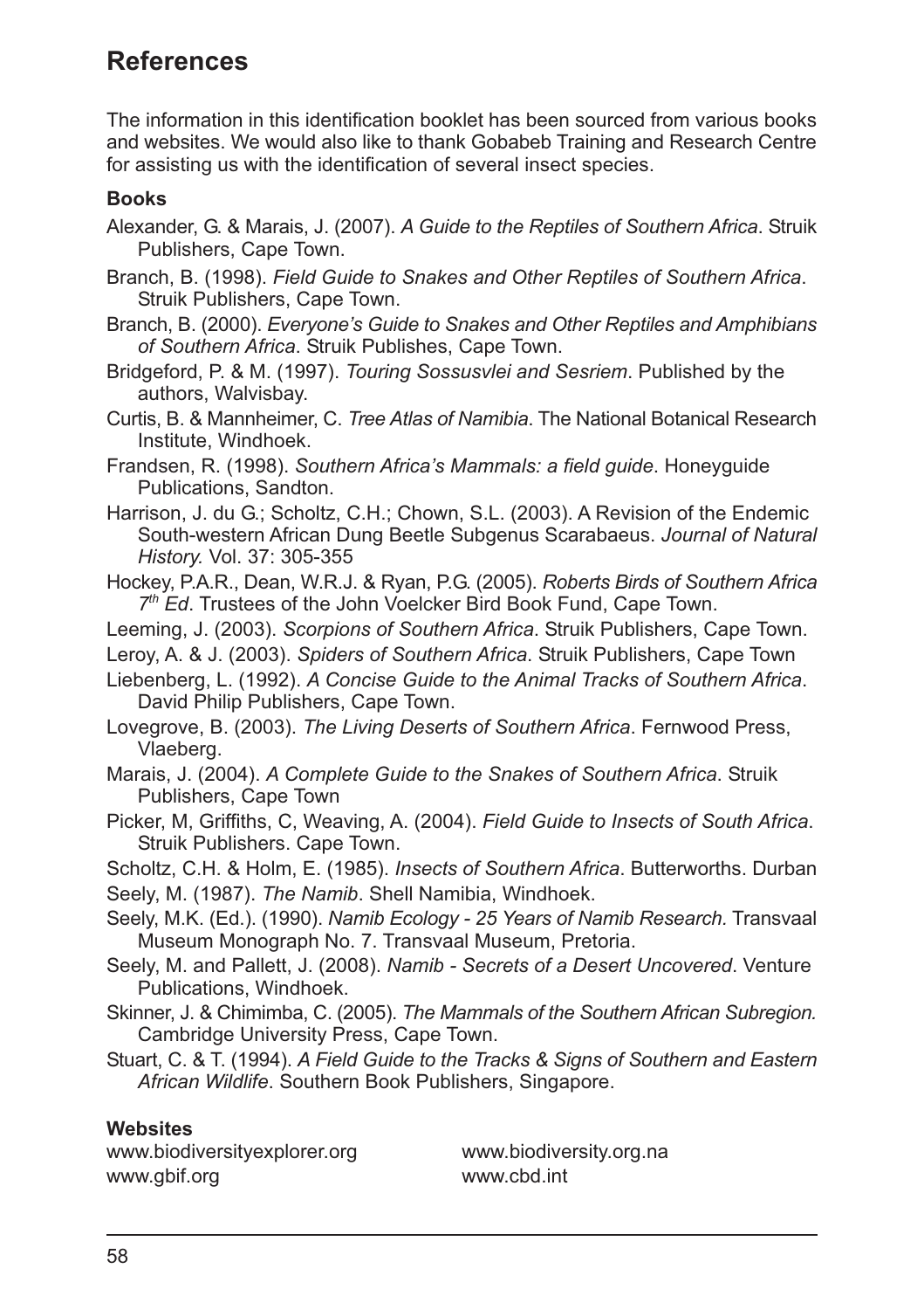# References

The information in this identification booklet has been sourced from various books and websites. We would also like to thank Gobabeb Training and Research Centre for assisting us with the identification of several insect species.

### Books

Alexander, G. & Marais, J. (2007). *A Guide to the Reptiles of Southern Africa*. Struik Publishers, Cape Town.

Branch, B. (1998). *Field Guide to Snakes and Other Reptiles of Southern Africa*. Struik Publishers, Cape Town.

Branch, B. (2000). *Everyone's Guide to Snakes and Other Reptiles and Amphibians of Southern Africa*. Struik Publishes, Cape Town.

Bridgeford, P. & M. (1997). *Touring Sossusvlei and Sesriem*. Published by the authors, Walvisbay.

Curtis, B. & Mannheimer, C. *Tree Atlas of Namibia*. The National Botanical Research Institute, Windhoek.

Frandsen, R. (1998). *Southern Africa's Mammals: a field guide*. Honeyguide Publications, Sandton.

Harrison, J. du G.; Scholtz, C.H.; Chown, S.L. (2003). A Revision of the Endemic South-western African Dung Beetle Subgenus Scarabaeus. *Journal of Natural History.* Vol. 37: 305-355

Hockey, P.A.R., Dean, W.R.J. & Ryan, P.G. (2005). *Roberts Birds of Southern Africa 7th Ed*. Trustees of the John Voelcker Bird Book Fund, Cape Town.

Leeming, J. (2003). *Scorpions of Southern Africa*. Struik Publishers, Cape Town.

Leroy, A. & J. (2003). *Spiders of Southern Africa*. Struik Publishers, Cape Town

Liebenberg, L. (1992). *A Concise Guide to the Animal Tracks of Southern Africa*. David Philip Publishers, Cape Town.

Lovegrove, B. (2003). *The Living Deserts of Southern Africa*. Fernwood Press, Vlaeberg.

Marais, J. (2004). *A Complete Guide to the Snakes of Southern Africa*. Struik Publishers, Cape Town

Picker, M, Griffiths, C, Weaving, A. (2004). *Field Guide to Insects of South Africa*. Struik Publishers. Cape Town.

Scholtz, C.H. & Holm, E. (1985). *Insects of Southern Africa*. Butterworths. Durban

Seely, M. (1987). *The Namib*. Shell Namibia, Windhoek.

Seely, M.K. (Ed.). (1990). *Namib Ecology - 25 Years of Namib Research.* Transvaal Museum Monograph No. 7. Transvaal Museum, Pretoria.

Seely, M. and Pallett, J. (2008). *Namib - Secrets of a Desert Uncovered*. Venture Publications, Windhoek.

Skinner, J. & Chimimba, C. (2005). *The Mammals of the Southern African Subregion.* Cambridge University Press, Cape Town.

Stuart, C. & T. (1994). *A Field Guide to the Tracks & Signs of Southern and Eastern African Wildlife*. Southern Book Publishers, Singapore.

### Websites

www.biodiversityexplorer.org

www.gbif.org

www.biodiversity.org.na

www.cbd.int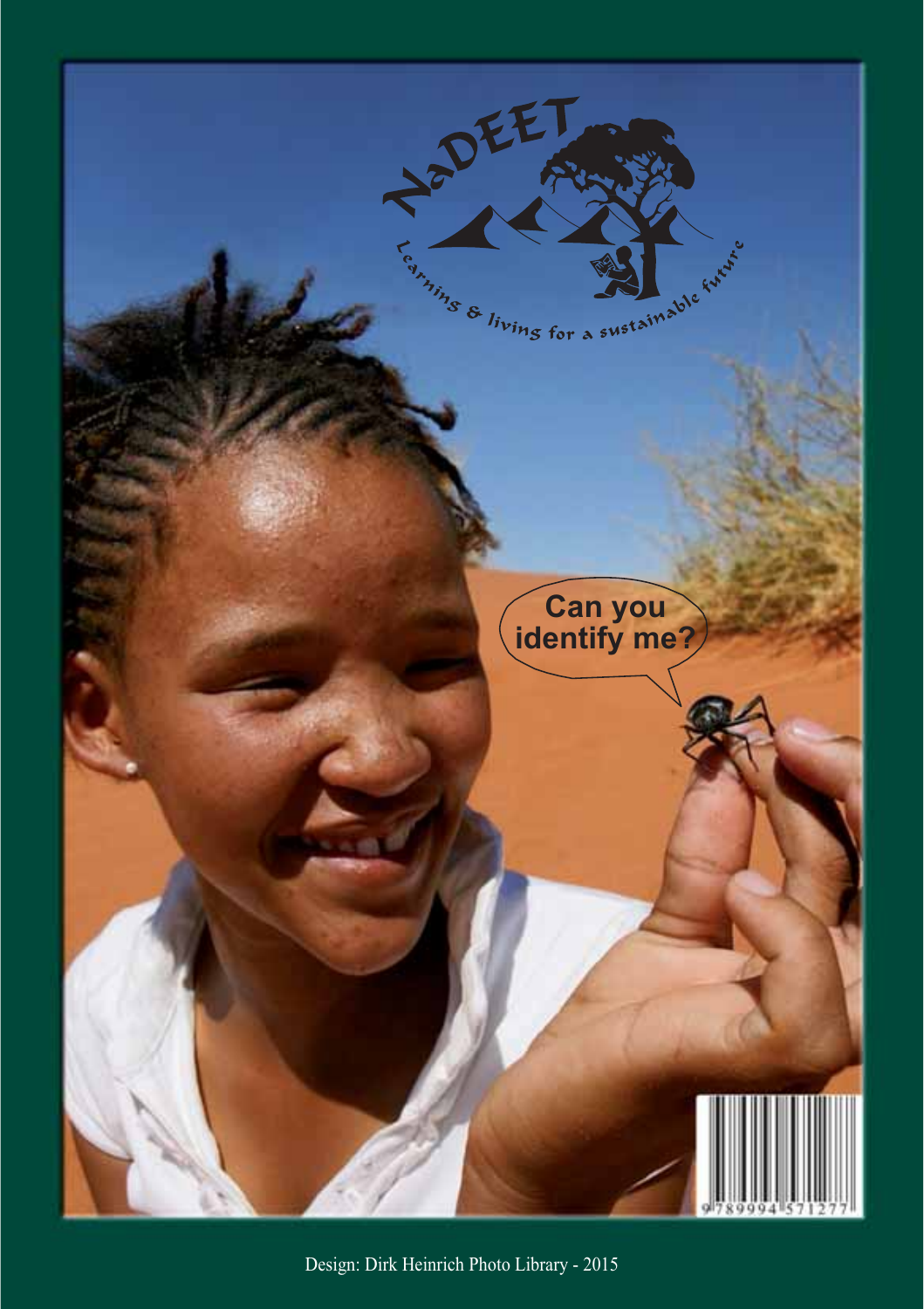NaDEET

Learning & living for a sustainable future

Can you identify me?

9789994571277

Design: Dirk Heinrich Photo Library - 2015